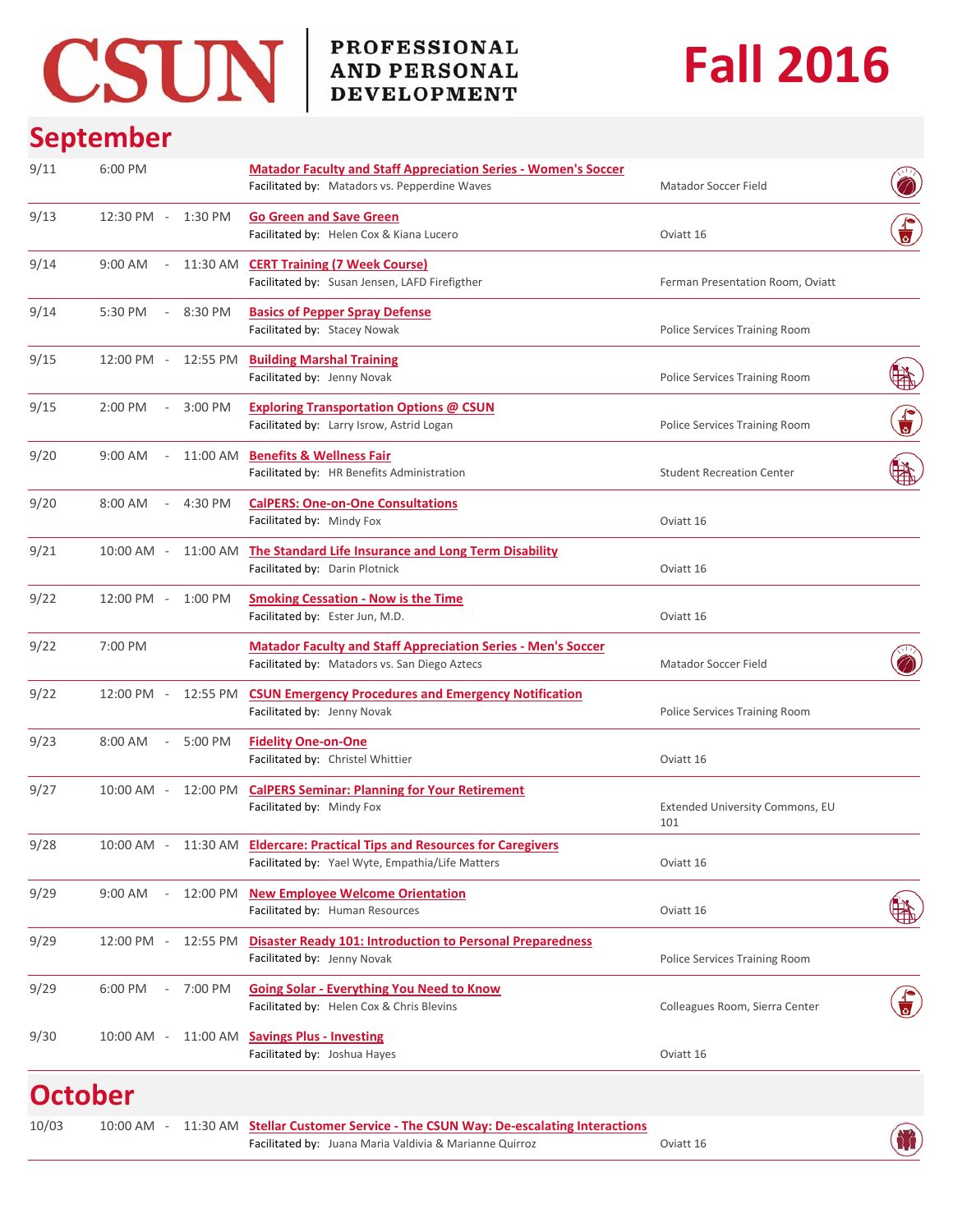# CSUN Professional and Personal Development

# Fall 2016

## September

| Date | Time | Event | Location |
|---|---|---|---|
| 9/11 | 6:00 PM | **Matador Faculty and Staff Appreciation Series - Women's Soccer**<br>Facilitated by: Matadors vs. Pepperdine Waves | Matador Soccer Field |
| 9/13 | 12:30 PM - 1:30 PM | **Go Green and Save Green**<br>Facilitated by: Helen Cox & Kiana Lucero | Oviatt 16 |
| 9/14 | 9:00 AM - 11:30 AM | **CERT Training (7 Week Course)**<br>Facilitated by: Susan Jensen, LAFD Firefigther | Ferman Presentation Room, Oviatt |
| 9/14 | 5:30 PM - 8:30 PM | **Basics of Pepper Spray Defense**<br>Facilitated by: Stacey Nowak | Police Services Training Room |
| 9/15 | 12:00 PM - 12:55 PM | **Building Marshal Training**<br>Facilitated by: Jenny Novak | Police Services Training Room |
| 9/15 | 2:00 PM - 3:00 PM | **Exploring Transportation Options @ CSUN**<br>Facilitated by: Larry Isrow, Astrid Logan | Police Services Training Room |
| 9/20 | 9:00 AM - 11:00 AM | **Benefits & Wellness Fair**<br>Facilitated by: HR Benefits Administration | Student Recreation Center |
| 9/20 | 8:00 AM - 4:30 PM | **CalPERS: One-on-One Consultations**<br>Facilitated by: Mindy Fox | Oviatt 16 |
| 9/21 | 10:00 AM - 11:00 AM | **The Standard Life Insurance and Long Term Disability**<br>Facilitated by: Darin Plotnick | Oviatt 16 |
| 9/22 | 12:00 PM - 1:00 PM | **Smoking Cessation - Now is the Time**<br>Facilitated by: Ester Jun, M.D. | Oviatt 16 |
| 9/22 | 7:00 PM | **Matador Faculty and Staff Appreciation Series - Men's Soccer**<br>Facilitated by: Matadors vs. San Diego Aztecs | Matador Soccer Field |
| 9/22 | 12:00 PM - 12:55 PM | **CSUN Emergency Procedures and Emergency Notification**<br>Facilitated by: Jenny Novak | Police Services Training Room |
| 9/23 | 8:00 AM - 5:00 PM | **Fidelity One-on-One**<br>Facilitated by: Christel Whittier | Oviatt 16 |
| 9/27 | 10:00 AM - 12:00 PM | **CalPERS Seminar: Planning for Your Retirement**<br>Facilitated by: Mindy Fox | Extended University Commons, EU 101 |
| 9/28 | 10:00 AM - 11:30 AM | **Eldercare: Practical Tips and Resources for Caregivers**<br>Facilitated by: Yael Wyte, Empathia/Life Matters | Oviatt 16 |
| 9/29 | 9:00 AM - 12:00 PM | **New Employee Welcome Orientation**<br>Facilitated by: Human Resources | Oviatt 16 |
| 9/29 | 12:00 PM - 12:55 PM | **Disaster Ready 101: Introduction to Personal Preparedness**<br>Facilitated by: Jenny Novak | Police Services Training Room |
| 9/29 | 6:00 PM - 7:00 PM | **Going Solar - Everything You Need to Know**<br>Facilitated by: Helen Cox & Chris Blevins | Colleagues Room, Sierra Center |
| 9/30 | 10:00 AM - 11:00 AM | **Savings Plus - Investing**<br>Facilitated by: Joshua Hayes | Oviatt 16 |

## October

| Date | Time | Event | Location |
|---|---|---|---|
| 10/03 | 10:00 AM - 11:30 AM | **Stellar Customer Service - The CSUN Way: De-escalating Interactions**<br>Facilitated by: Juana Maria Valdivia & Marianne Quirroz | Oviatt 16 |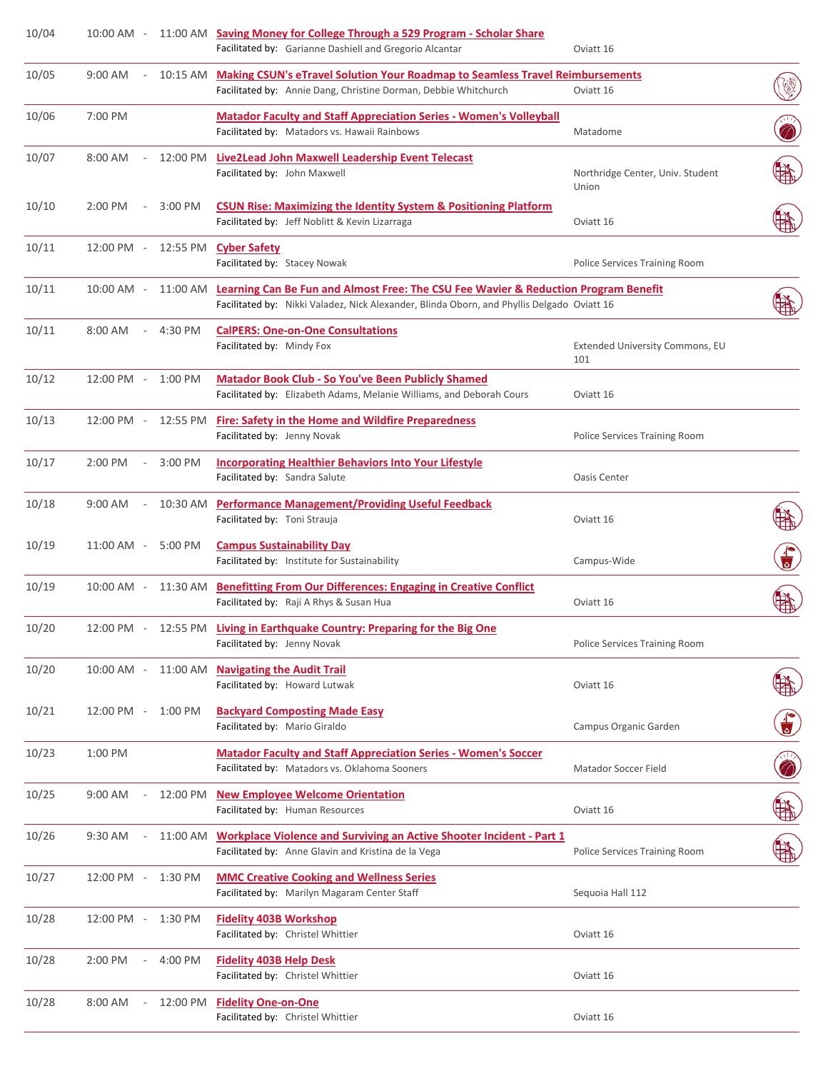| Date | Time | Event | Location |
|---|---|---|---|
| 10/04 | 10:00 AM - 11:00 AM | **Saving Money for College Through a 529 Program - Scholar Share**<br>Facilitated by: Garianne Dashiell and Gregorio Alcantar | Oviatt 16 |
| 10/05 | 9:00 AM - 10:15 AM | **Making CSUN's eTravel Solution Your Roadmap to Seamless Travel Reimbursements**<br>Facilitated by: Annie Dang, Christine Dorman, Debbie Whitchurch | Oviatt 16 |
| 10/06 | 7:00 PM | **Matador Faculty and Staff Appreciation Series - Women's Volleyball**<br>Facilitated by: Matadors vs. Hawaii Rainbows | Matadome |
| 10/07 | 8:00 AM - 12:00 PM | **Live2Lead John Maxwell Leadership Event Telecast**<br>Facilitated by: John Maxwell | Northridge Center, Univ. Student Union |
| 10/10 | 2:00 PM - 3:00 PM | **CSUN Rise: Maximizing the Identity System & Positioning Platform**<br>Facilitated by: Jeff Noblitt & Kevin Lizarraga | Oviatt 16 |
| 10/11 | 12:00 PM - 12:55 PM | **Cyber Safety**<br>Facilitated by: Stacey Nowak | Police Services Training Room |
| 10/11 | 10:00 AM - 11:00 AM | **Learning Can Be Fun and Almost Free: The CSU Fee Wavier & Reduction Program Benefit**<br>Facilitated by: Nikki Valadez, Nick Alexander, Blinda Oborn, and Phyllis Delgado | Oviatt 16 |
| 10/11 | 8:00 AM - 4:30 PM | **CalPERS: One-on-One Consultations**<br>Facilitated by: Mindy Fox | Extended University Commons, EU 101 |
| 10/12 | 12:00 PM - 1:00 PM | **Matador Book Club - So You've Been Publicly Shamed**<br>Facilitated by: Elizabeth Adams, Melanie Williams, and Deborah Cours | Oviatt 16 |
| 10/13 | 12:00 PM - 12:55 PM | **Fire: Safety in the Home and Wildfire Preparedness**<br>Facilitated by: Jenny Novak | Police Services Training Room |
| 10/17 | 2:00 PM - 3:00 PM | **Incorporating Healthier Behaviors Into Your Lifestyle**<br>Facilitated by: Sandra Salute | Oasis Center |
| 10/18 | 9:00 AM - 10:30 AM | **Performance Management/Providing Useful Feedback**<br>Facilitated by: Toni Strauja | Oviatt 16 |
| 10/19 | 11:00 AM - 5:00 PM | **Campus Sustainability Day**<br>Facilitated by: Institute for Sustainability | Campus-Wide |
| 10/19 | 10:00 AM - 11:30 AM | **Benefitting From Our Differences: Engaging in Creative Conflict**<br>Facilitated by: Raji A Rhys & Susan Hua | Oviatt 16 |
| 10/20 | 12:00 PM - 12:55 PM | **Living in Earthquake Country: Preparing for the Big One**<br>Facilitated by: Jenny Novak | Police Services Training Room |
| 10/20 | 10:00 AM - 11:00 AM | **Navigating the Audit Trail**<br>Facilitated by: Howard Lutwak | Oviatt 16 |
| 10/21 | 12:00 PM - 1:00 PM | **Backyard Composting Made Easy**<br>Facilitated by: Mario Giraldo | Campus Organic Garden |
| 10/23 | 1:00 PM | **Matador Faculty and Staff Appreciation Series - Women's Soccer**<br>Facilitated by: Matadors vs. Oklahoma Sooners | Matador Soccer Field |
| 10/25 | 9:00 AM - 12:00 PM | **New Employee Welcome Orientation**<br>Facilitated by: Human Resources | Oviatt 16 |
| 10/26 | 9:30 AM - 11:00 AM | **Workplace Violence and Surviving an Active Shooter Incident - Part 1**<br>Facilitated by: Anne Glavin and Kristina de la Vega | Police Services Training Room |
| 10/27 | 12:00 PM - 1:30 PM | **MMC Creative Cooking and Wellness Series**<br>Facilitated by: Marilyn Magaram Center Staff | Sequoia Hall 112 |
| 10/28 | 12:00 PM - 1:30 PM | **Fidelity 403B Workshop**<br>Facilitated by: Christel Whittier | Oviatt 16 |
| 10/28 | 2:00 PM - 4:00 PM | **Fidelity 403B Help Desk**<br>Facilitated by: Christel Whittier | Oviatt 16 |
| 10/28 | 8:00 AM - 12:00 PM | **Fidelity One-on-One**<br>Facilitated by: Christel Whittier | Oviatt 16 |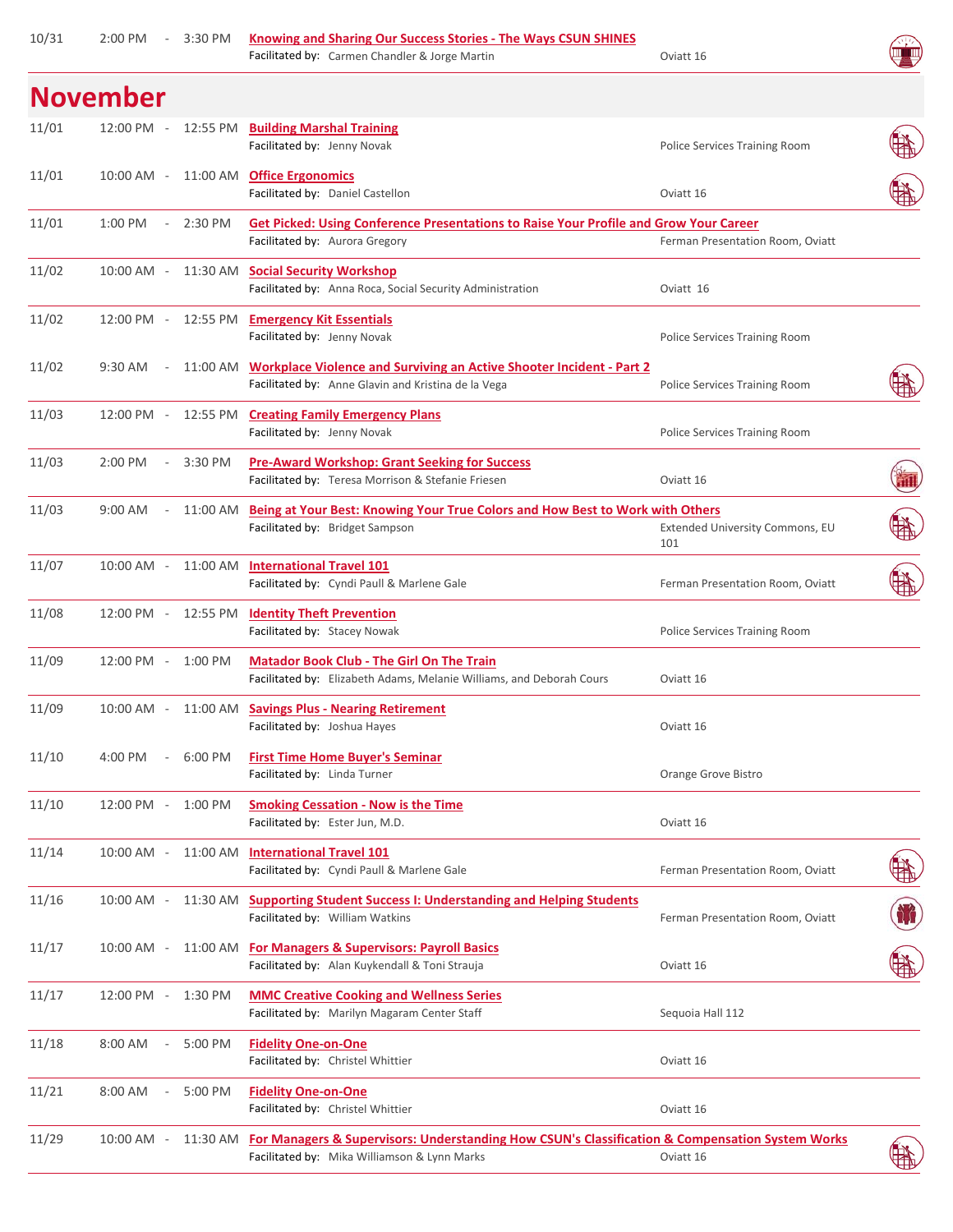| Date | Time | Session | Location |
|---|---|---|---|
| 10/31 | 2:00 PM - 3:30 PM | **Knowing and Sharing Our Success Stories - The Ways CSUN SHINES**<br>Facilitated by: Carmen Chandler & Jorge Martin | Oviatt 16 |

## November

| Date | Time | Session | Location |
|---|---|---|---|
| 11/01 | 12:00 PM - 12:55 PM | **Building Marshal Training**<br>Facilitated by: Jenny Novak | Police Services Training Room |
| 11/01 | 10:00 AM - 11:00 AM | **Office Ergonomics**<br>Facilitated by: Daniel Castellon | Oviatt 16 |
| 11/01 | 1:00 PM - 2:30 PM | **Get Picked: Using Conference Presentations to Raise Your Profile and Grow Your Career**<br>Facilitated by: Aurora Gregory | Ferman Presentation Room, Oviatt |
| 11/02 | 10:00 AM - 11:30 AM | **Social Security Workshop**<br>Facilitated by: Anna Roca, Social Security Administration | Oviatt 16 |
| 11/02 | 12:00 PM - 12:55 PM | **Emergency Kit Essentials**<br>Facilitated by: Jenny Novak | Police Services Training Room |
| 11/02 | 9:30 AM - 11:00 AM | **Workplace Violence and Surviving an Active Shooter Incident - Part 2**<br>Facilitated by: Anne Glavin and Kristina de la Vega | Police Services Training Room |
| 11/03 | 12:00 PM - 12:55 PM | **Creating Family Emergency Plans**<br>Facilitated by: Jenny Novak | Police Services Training Room |
| 11/03 | 2:00 PM - 3:30 PM | **Pre-Award Workshop: Grant Seeking for Success**<br>Facilitated by: Teresa Morrison & Stefanie Friesen | Oviatt 16 |
| 11/03 | 9:00 AM - 11:00 AM | **Being at Your Best: Knowing Your True Colors and How Best to Work with Others**<br>Facilitated by: Bridget Sampson | Extended University Commons, EU 101 |
| 11/07 | 10:00 AM - 11:00 AM | **International Travel 101**<br>Facilitated by: Cyndi Paull & Marlene Gale | Ferman Presentation Room, Oviatt |
| 11/08 | 12:00 PM - 12:55 PM | **Identity Theft Prevention**<br>Facilitated by: Stacey Nowak | Police Services Training Room |
| 11/09 | 12:00 PM - 1:00 PM | **Matador Book Club - The Girl On The Train**<br>Facilitated by: Elizabeth Adams, Melanie Williams, and Deborah Cours | Oviatt 16 |
| 11/09 | 10:00 AM - 11:00 AM | **Savings Plus - Nearing Retirement**<br>Facilitated by: Joshua Hayes | Oviatt 16 |
| 11/10 | 4:00 PM - 6:00 PM | **First Time Home Buyer's Seminar**<br>Facilitated by: Linda Turner | Orange Grove Bistro |
| 11/10 | 12:00 PM - 1:00 PM | **Smoking Cessation - Now is the Time**<br>Facilitated by: Ester Jun, M.D. | Oviatt 16 |
| 11/14 | 10:00 AM - 11:00 AM | **International Travel 101**<br>Facilitated by: Cyndi Paull & Marlene Gale | Ferman Presentation Room, Oviatt |
| 11/16 | 10:00 AM - 11:30 AM | **Supporting Student Success I: Understanding and Helping Students**<br>Facilitated by: William Watkins | Ferman Presentation Room, Oviatt |
| 11/17 | 10:00 AM - 11:00 AM | **For Managers & Supervisors: Payroll Basics**<br>Facilitated by: Alan Kuykendall & Toni Strauja | Oviatt 16 |
| 11/17 | 12:00 PM - 1:30 PM | **MMC Creative Cooking and Wellness Series**<br>Facilitated by: Marilyn Magaram Center Staff | Sequoia Hall 112 |
| 11/18 | 8:00 AM - 5:00 PM | **Fidelity One-on-One**<br>Facilitated by: Christel Whittier | Oviatt 16 |
| 11/21 | 8:00 AM - 5:00 PM | **Fidelity One-on-One**<br>Facilitated by: Christel Whittier | Oviatt 16 |
| 11/29 | 10:00 AM - 11:30 AM | **For Managers & Supervisors: Understanding How CSUN's Classification & Compensation System Works**<br>Facilitated by: Mika Williamson & Lynn Marks | Oviatt 16 |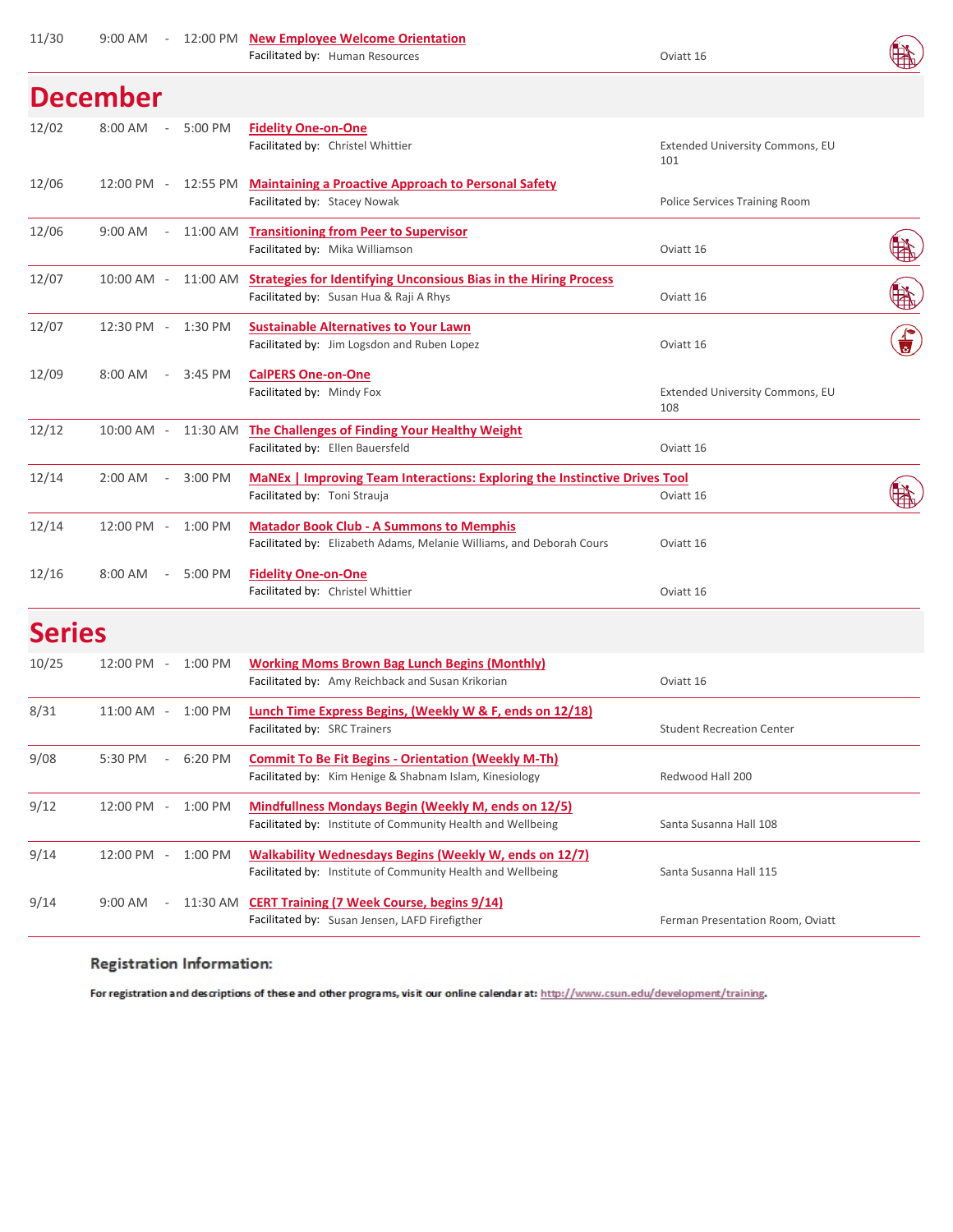| | | | |
|---|---|---|---|
| 11/30 | 9:00 AM - 12:00 PM | **New Employee Welcome Orientation**<br>Facilitated by: Human Resources | Oviatt 16 |

## December

| | | | |
|---|---|---|---|
| 12/02 | 8:00 AM - 5:00 PM | **Fidelity One-on-One**<br>Facilitated by: Christel Whittier | Extended University Commons, EU 101 |
| 12/06 | 12:00 PM - 12:55 PM | **Maintaining a Proactive Approach to Personal Safety**<br>Facilitated by: Stacey Nowak | Police Services Training Room |
| 12/06 | 9:00 AM - 11:00 AM | **Transitioning from Peer to Supervisor**<br>Facilitated by: Mika Williamson | Oviatt 16 |
| 12/07 | 10:00 AM - 11:00 AM | **Strategies for Identifying Unconsious Bias in the Hiring Process**<br>Facilitated by: Susan Hua & Raji A Rhys | Oviatt 16 |
| 12/07 | 12:30 PM - 1:30 PM | **Sustainable Alternatives to Your Lawn**<br>Facilitated by: Jim Logsdon and Ruben Lopez | Oviatt 16 |
| 12/09 | 8:00 AM - 3:45 PM | **CalPERS One-on-One**<br>Facilitated by: Mindy Fox | Extended University Commons, EU 108 |
| 12/12 | 10:00 AM - 11:30 AM | **The Challenges of Finding Your Healthy Weight**<br>Facilitated by: Ellen Bauersfeld | Oviatt 16 |
| 12/14 | 2:00 AM - 3:00 PM | **MaNEx \| Improving Team Interactions: Exploring the Instinctive Drives Tool**<br>Facilitated by: Toni Strauja | Oviatt 16 |
| 12/14 | 12:00 PM - 1:00 PM | **Matador Book Club - A Summons to Memphis**<br>Facilitated by: Elizabeth Adams, Melanie Williams, and Deborah Cours | Oviatt 16 |
| 12/16 | 8:00 AM - 5:00 PM | **Fidelity One-on-One**<br>Facilitated by: Christel Whittier | Oviatt 16 |

## Series

| | | | |
|---|---|---|---|
| 10/25 | 12:00 PM - 1:00 PM | **Working Moms Brown Bag Lunch Begins (Monthly)**<br>Facilitated by: Amy Reichback and Susan Krikorian | Oviatt 16 |
| 8/31 | 11:00 AM - 1:00 PM | **Lunch Time Express Begins, (Weekly W & F, ends on 12/18)**<br>Facilitated by: SRC Trainers | Student Recreation Center |
| 9/08 | 5:30 PM - 6:20 PM | **Commit To Be Fit Begins - Orientation (Weekly M-Th)**<br>Facilitated by: Kim Henige & Shabnam Islam, Kinesiology | Redwood Hall 200 |
| 9/12 | 12:00 PM - 1:00 PM | **Mindfullness Mondays Begin (Weekly M, ends on 12/5)**<br>Facilitated by: Institute of Community Health and Wellbeing | Santa Susanna Hall 108 |
| 9/14 | 12:00 PM - 1:00 PM | **Walkability Wednesdays Begins (Weekly W, ends on 12/7)**<br>Facilitated by: Institute of Community Health and Wellbeing | Santa Susanna Hall 115 |
| 9/14 | 9:00 AM - 11:30 AM | **CERT Training (7 Week Course, begins 9/14)**<br>Facilitated by: Susan Jensen, LAFD Firefigther | Ferman Presentation Room, Oviatt |

**Registration Information:**

For registration and descriptions of these and other programs, visit our online calendar at: http://www.csun.edu/development/training.